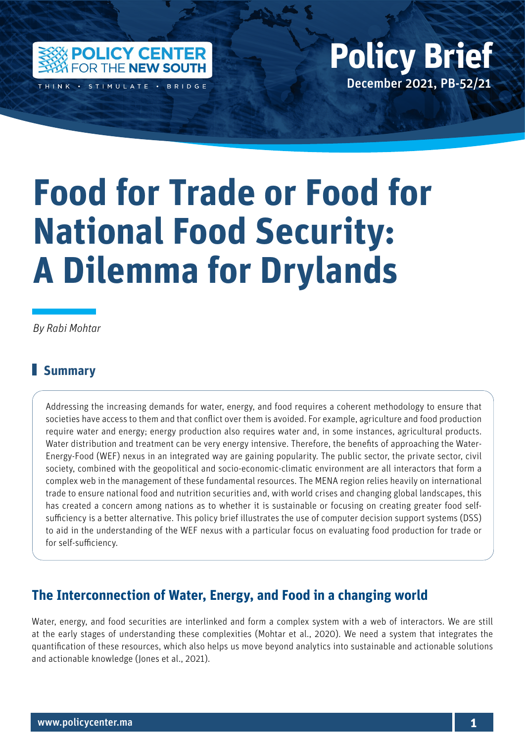Policy Center for the New South

Think • Stimulate • Bridge

**Policy Brief**

December 2021, PB-52/21

# Food for Trade or Food for National Food Security: A Dilemma for Drylands

*By Rabi Mohtar*

## Summary

Addressing the increasing demands for water, energy, and food requires a coherent methodology to ensure that societies have access to them and that conflict over them is avoided. For example, agriculture and food production require water and energy; energy production also requires water and, in some instances, agricultural products. Water distribution and treatment can be very energy intensive. Therefore, the benefits of approaching the Water-Energy-Food (WEF) nexus in an integrated way are gaining popularity. The public sector, the private sector, civil society, combined with the geopolitical and socio-economic-climatic environment are all interactors that form a complex web in the management of these fundamental resources. The MENA region relies heavily on international trade to ensure national food and nutrition securities and, with world crises and changing global landscapes, this has created a concern among nations as to whether it is sustainable or focusing on creating greater food self-sufficiency is a better alternative. This policy brief illustrates the use of computer decision support systems (DSS) to aid in the understanding of the WEF nexus with a particular focus on evaluating food production for trade or for self-sufficiency.

## The Interconnection of Water, Energy, and Food in a changing world

Water, energy, and food securities are interlinked and form a complex system with a web of interactors. We are still at the early stages of understanding these complexities (Mohtar et al., 2020). We need a system that integrates the quantification of these resources, which also helps us move beyond analytics into sustainable and actionable solutions and actionable knowledge (Jones et al., 2021).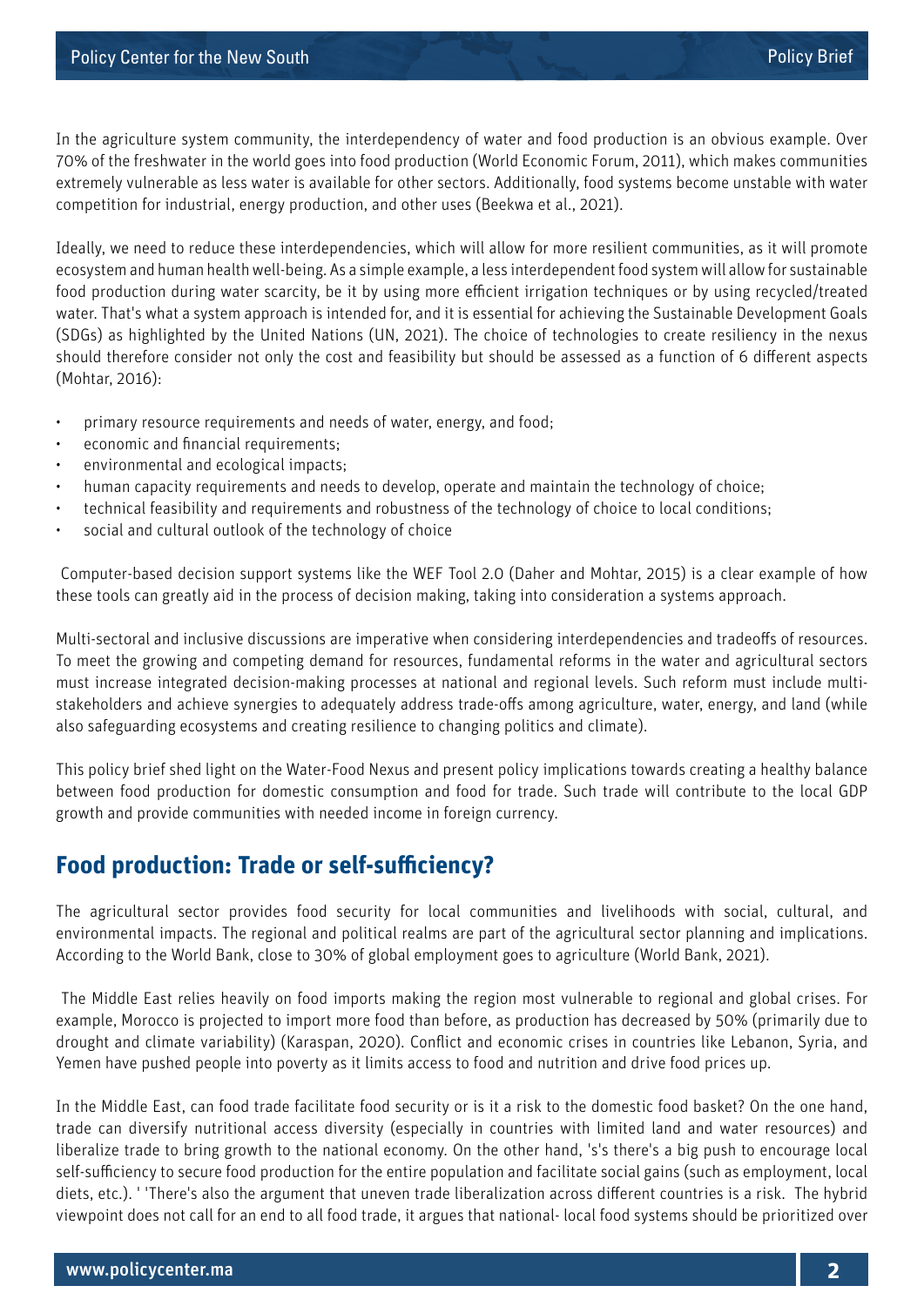In the agriculture system community, the interdependency of water and food production is an obvious example. Over 70% of the freshwater in the world goes into food production (World Economic Forum, 2011), which makes communities extremely vulnerable as less water is available for other sectors. Additionally, food systems become unstable with water competition for industrial, energy production, and other uses (Beekwa et al., 2021).

Ideally, we need to reduce these interdependencies, which will allow for more resilient communities, as it will promote ecosystem and human health well-being. As a simple example, a less interdependent food system will allow for sustainable food production during water scarcity, be it by using more efficient irrigation techniques or by using recycled/treated water. That's what a system approach is intended for, and it is essential for achieving the Sustainable Development Goals (SDGs) as highlighted by the United Nations (UN, 2021). The choice of technologies to create resiliency in the nexus should therefore consider not only the cost and feasibility but should be assessed as a function of 6 different aspects (Mohtar, 2016):

- primary resource requirements and needs of water, energy, and food;
- economic and financial requirements;
- environmental and ecological impacts;
- human capacity requirements and needs to develop, operate and maintain the technology of choice;
- technical feasibility and requirements and robustness of the technology of choice to local conditions;
- social and cultural outlook of the technology of choice

Computer-based decision support systems like the WEF Tool 2.0 (Daher and Mohtar, 2015) is a clear example of how these tools can greatly aid in the process of decision making, taking into consideration a systems approach.

Multi-sectoral and inclusive discussions are imperative when considering interdependencies and tradeoffs of resources. To meet the growing and competing demand for resources, fundamental reforms in the water and agricultural sectors must increase integrated decision-making processes at national and regional levels. Such reform must include multi-stakeholders and achieve synergies to adequately address trade-offs among agriculture, water, energy, and land (while also safeguarding ecosystems and creating resilience to changing politics and climate).

This policy brief shed light on the Water-Food Nexus and present policy implications towards creating a healthy balance between food production for domestic consumption and food for trade. Such trade will contribute to the local GDP growth and provide communities with needed income in foreign currency.

## Food production: Trade or self-sufficiency?

The agricultural sector provides food security for local communities and livelihoods with social, cultural, and environmental impacts. The regional and political realms are part of the agricultural sector planning and implications. According to the World Bank, close to 30% of global employment goes to agriculture (World Bank, 2021).

The Middle East relies heavily on food imports making the region most vulnerable to regional and global crises. For example, Morocco is projected to import more food than before, as production has decreased by 50% (primarily due to drought and climate variability) (Karaspan, 2020). Conflict and economic crises in countries like Lebanon, Syria, and Yemen have pushed people into poverty as it limits access to food and nutrition and drive food prices up.

In the Middle East, can food trade facilitate food security or is it a risk to the domestic food basket? On the one hand, trade can diversify nutritional access diversity (especially in countries with limited land and water resources) and liberalize trade to bring growth to the national economy. On the other hand, 's's there's a big push to encourage local self-sufficiency to secure food production for the entire population and facilitate social gains (such as employment, local diets, etc.). ' 'There's also the argument that uneven trade liberalization across different countries is a risk. The hybrid viewpoint does not call for an end to all food trade, it argues that national- local food systems should be prioritized over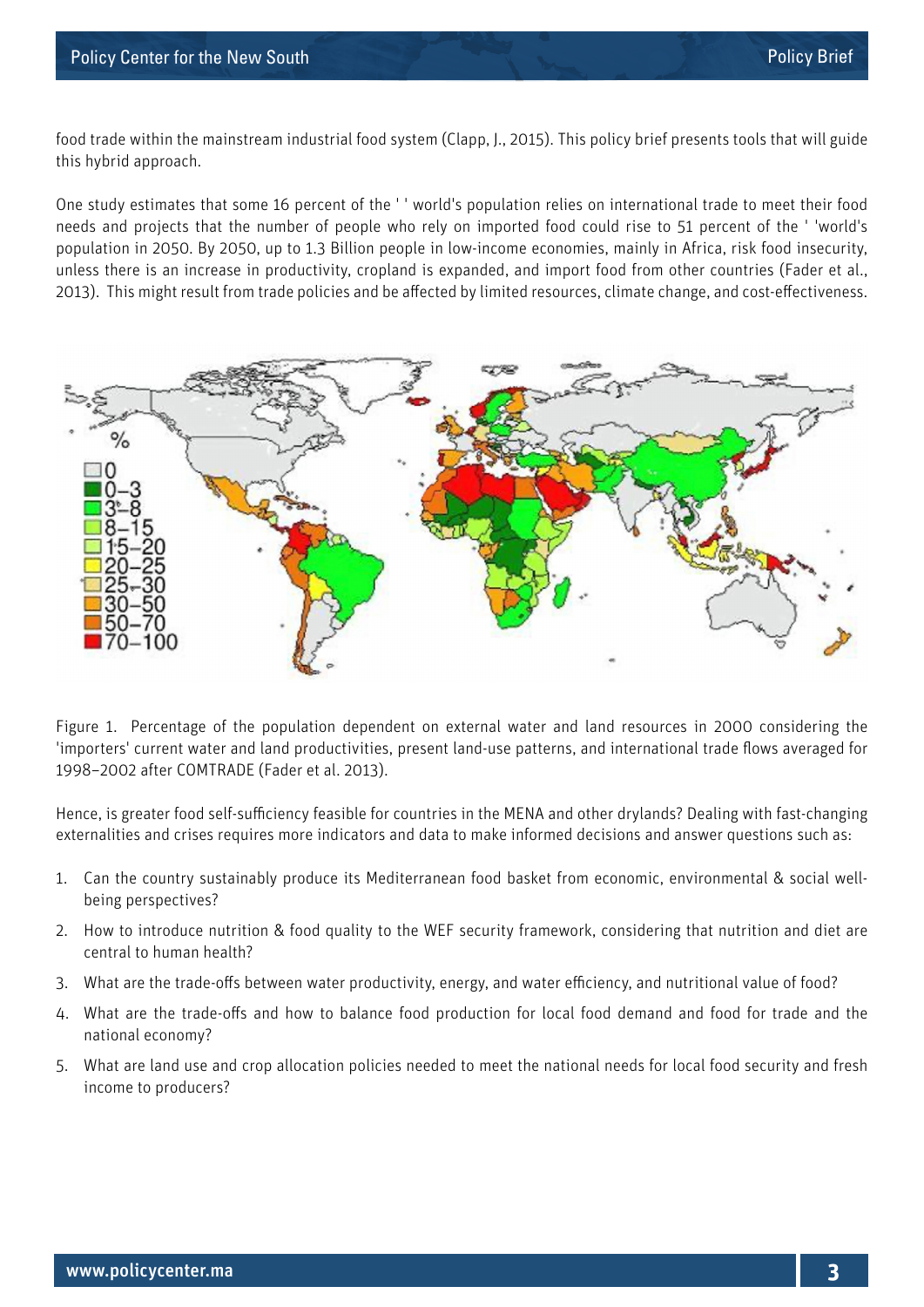food trade within the mainstream industrial food system (Clapp, J., 2015). This policy brief presents tools that will guide this hybrid approach.

One study estimates that some 16 percent of the ' ' world's population relies on international trade to meet their food needs and projects that the number of people who rely on imported food could rise to 51 percent of the ' 'world's population in 2050. By 2050, up to 1.3 Billion people in low-income economies, mainly in Africa, risk food insecurity, unless there is an increase in productivity, cropland is expanded, and import food from other countries (Fader et al., 2013). This might result from trade policies and be affected by limited resources, climate change, and cost-effectiveness.

Figure 1. Percentage of the population dependent on external water and land resources in 2000 considering the 'importers' current water and land productivities, present land-use patterns, and international trade flows averaged for 1998–2002 after COMTRADE (Fader et al. 2013).

Hence, is greater food self-sufficiency feasible for countries in the MENA and other drylands? Dealing with fast-changing externalities and crises requires more indicators and data to make informed decisions and answer questions such as:

1. Can the country sustainably produce its Mediterranean food basket from economic, environmental & social well-being perspectives?
2. How to introduce nutrition & food quality to the WEF security framework, considering that nutrition and diet are central to human health?
3. What are the trade-offs between water productivity, energy, and water efficiency, and nutritional value of food?
4. What are the trade-offs and how to balance food production for local food demand and food for trade and the national economy?
5. What are land use and crop allocation policies needed to meet the national needs for local food security and fresh income to producers?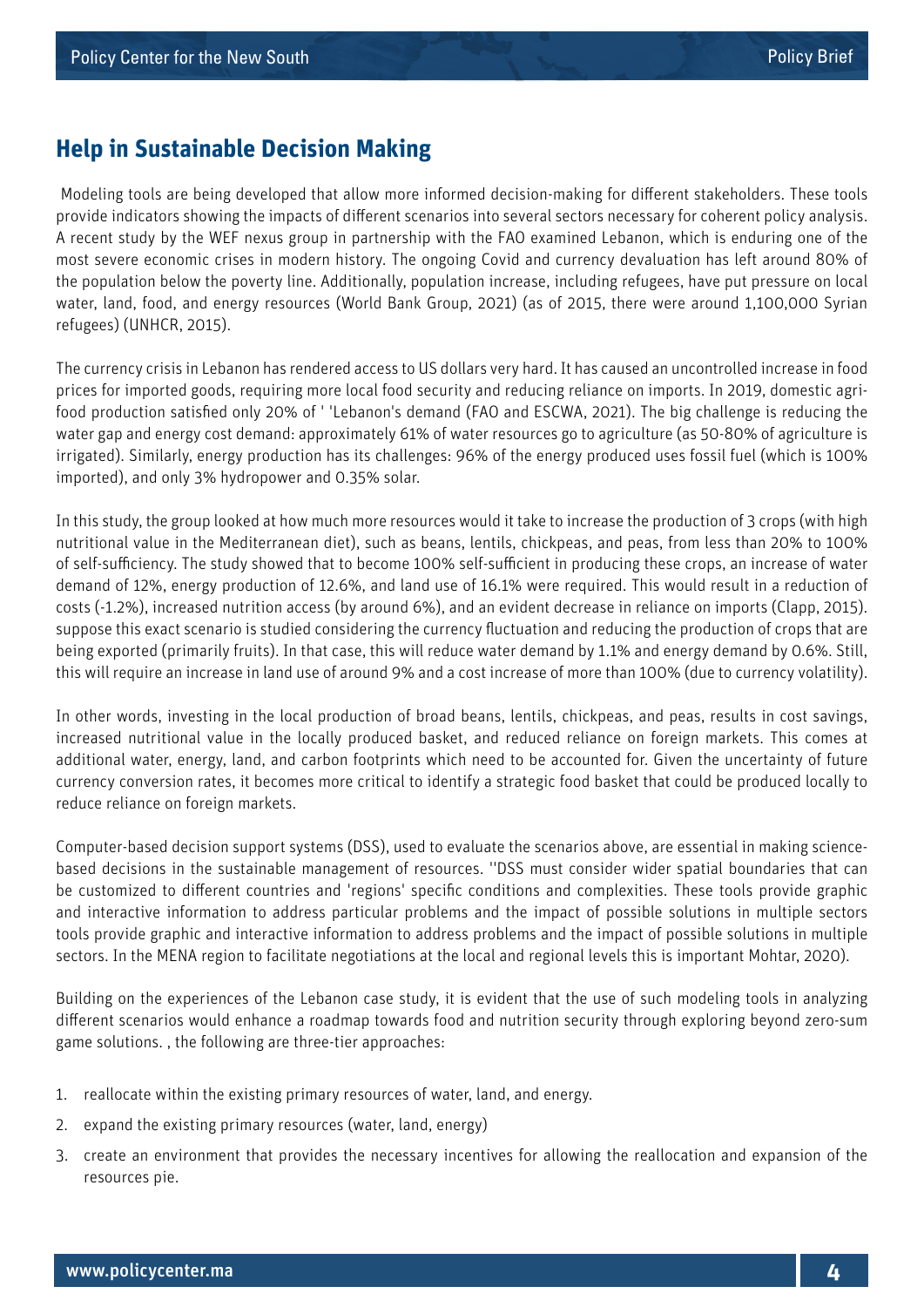## Help in Sustainable Decision Making

Modeling tools are being developed that allow more informed decision-making for different stakeholders. These tools provide indicators showing the impacts of different scenarios into several sectors necessary for coherent policy analysis. A recent study by the WEF nexus group in partnership with the FAO examined Lebanon, which is enduring one of the most severe economic crises in modern history. The ongoing Covid and currency devaluation has left around 80% of the population below the poverty line. Additionally, population increase, including refugees, have put pressure on local water, land, food, and energy resources (World Bank Group, 2021) (as of 2015, there were around 1,100,000 Syrian refugees) (UNHCR, 2015).

The currency crisis in Lebanon has rendered access to US dollars very hard. It has caused an uncontrolled increase in food prices for imported goods, requiring more local food security and reducing reliance on imports. In 2019, domestic agri-food production satisfied only 20% of ' 'Lebanon's demand (FAO and ESCWA, 2021). The big challenge is reducing the water gap and energy cost demand: approximately 61% of water resources go to agriculture (as 50-80% of agriculture is irrigated). Similarly, energy production has its challenges: 96% of the energy produced uses fossil fuel (which is 100% imported), and only 3% hydropower and 0.35% solar.

In this study, the group looked at how much more resources would it take to increase the production of 3 crops (with high nutritional value in the Mediterranean diet), such as beans, lentils, chickpeas, and peas, from less than 20% to 100% of self-sufficiency. The study showed that to become 100% self-sufficient in producing these crops, an increase of water demand of 12%, energy production of 12.6%, and land use of 16.1% were required. This would result in a reduction of costs (-1.2%), increased nutrition access (by around 6%), and an evident decrease in reliance on imports (Clapp, 2015). suppose this exact scenario is studied considering the currency fluctuation and reducing the production of crops that are being exported (primarily fruits). In that case, this will reduce water demand by 1.1% and energy demand by 0.6%. Still, this will require an increase in land use of around 9% and a cost increase of more than 100% (due to currency volatility).

In other words, investing in the local production of broad beans, lentils, chickpeas, and peas, results in cost savings, increased nutritional value in the locally produced basket, and reduced reliance on foreign markets. This comes at additional water, energy, land, and carbon footprints which need to be accounted for. Given the uncertainty of future currency conversion rates, it becomes more critical to identify a strategic food basket that could be produced locally to reduce reliance on foreign markets.

Computer-based decision support systems (DSS), used to evaluate the scenarios above, are essential in making science-based decisions in the sustainable management of resources. ''DSS must consider wider spatial boundaries that can be customized to different countries and 'regions' specific conditions and complexities. These tools provide graphic and interactive information to address particular problems and the impact of possible solutions in multiple sectors tools provide graphic and interactive information to address problems and the impact of possible solutions in multiple sectors. In the MENA region to facilitate negotiations at the local and regional levels this is important Mohtar, 2020).

Building on the experiences of the Lebanon case study, it is evident that the use of such modeling tools in analyzing different scenarios would enhance a roadmap towards food and nutrition security through exploring beyond zero-sum game solutions. , the following are three-tier approaches:

1. reallocate within the existing primary resources of water, land, and energy.
2. expand the existing primary resources (water, land, energy)
3. create an environment that provides the necessary incentives for allowing the reallocation and expansion of the resources pie.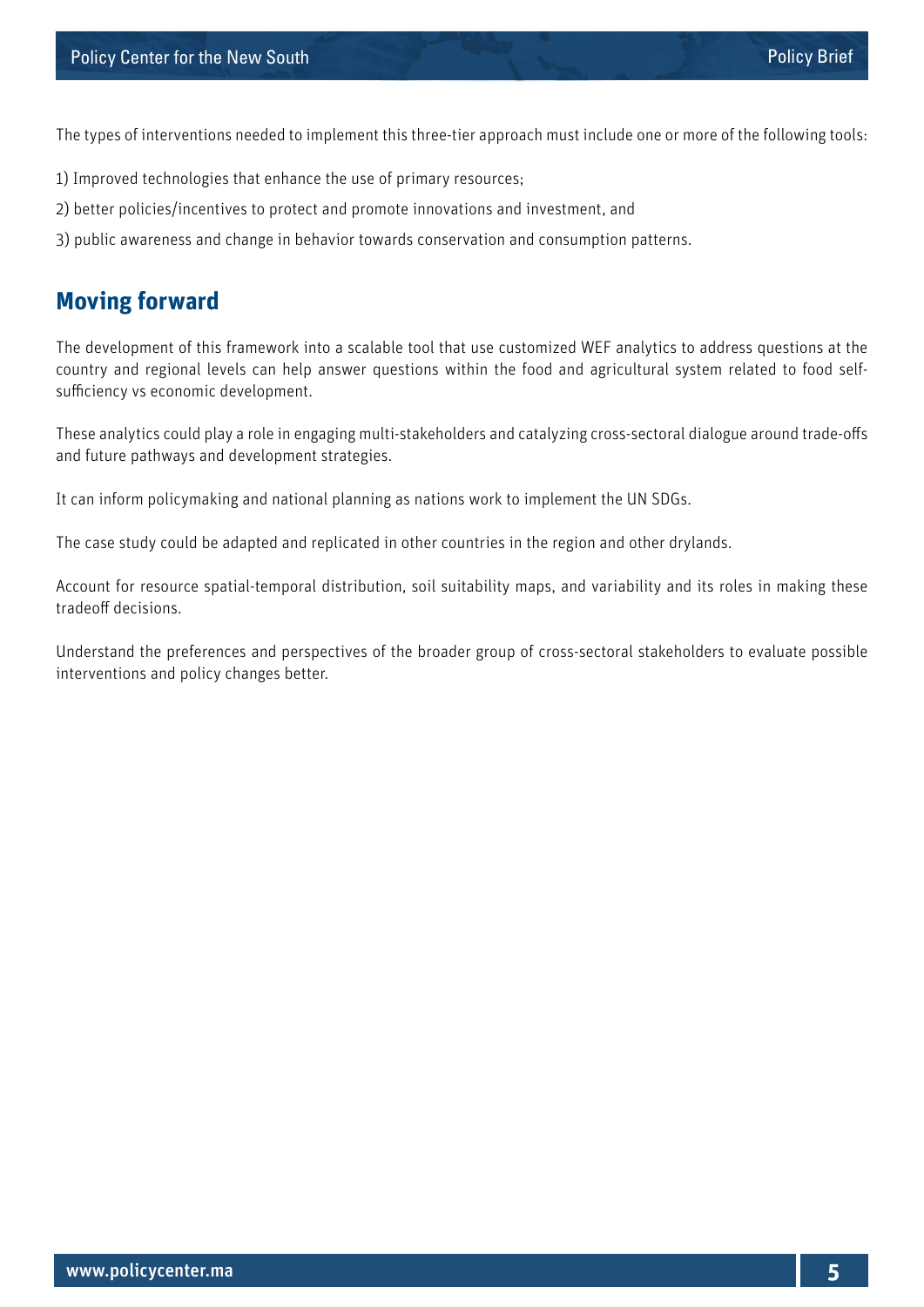The types of interventions needed to implement this three-tier approach must include one or more of the following tools:

1) Improved technologies that enhance the use of primary resources;

2) better policies/incentives to protect and promote innovations and investment, and

3) public awareness and change in behavior towards conservation and consumption patterns.

## Moving forward

The development of this framework into a scalable tool that use customized WEF analytics to address questions at the country and regional levels can help answer questions within the food and agricultural system related to food self-sufficiency vs economic development.

These analytics could play a role in engaging multi-stakeholders and catalyzing cross-sectoral dialogue around trade-offs and future pathways and development strategies.

It can inform policymaking and national planning as nations work to implement the UN SDGs.

The case study could be adapted and replicated in other countries in the region and other drylands.

Account for resource spatial-temporal distribution, soil suitability maps, and variability and its roles in making these tradeoff decisions.

Understand the preferences and perspectives of the broader group of cross-sectoral stakeholders to evaluate possible interventions and policy changes better.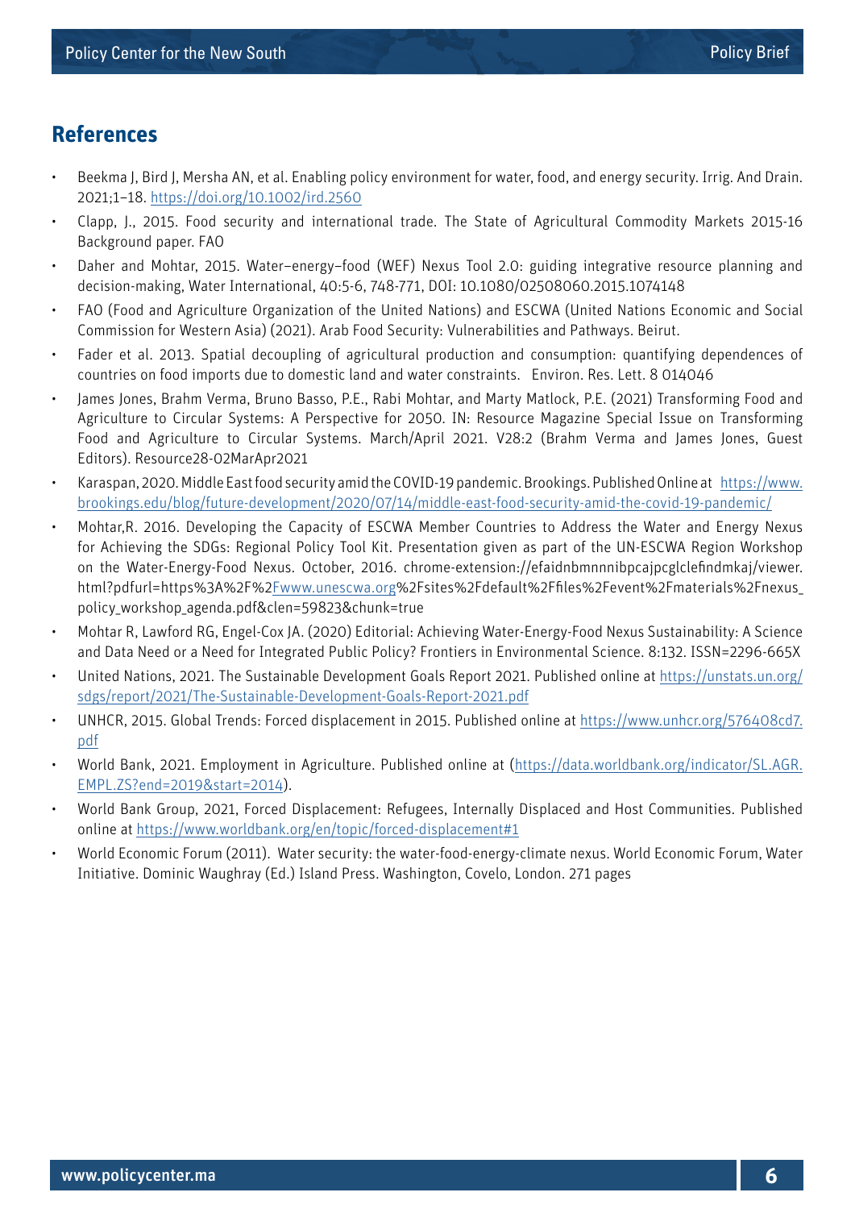## References

- Beekma J, Bird J, Mersha AN, et al. Enabling policy environment for water, food, and energy security. Irrig. And Drain. 2021;1–18. https://doi.org/10.1002/ird.2560
- Clapp, J., 2015. Food security and international trade. The State of Agricultural Commodity Markets 2015-16 Background paper. FAO
- Daher and Mohtar, 2015. Water–energy–food (WEF) Nexus Tool 2.0: guiding integrative resource planning and decision-making, Water International, 40:5-6, 748-771, DOI: 10.1080/02508060.2015.1074148
- FAO (Food and Agriculture Organization of the United Nations) and ESCWA (United Nations Economic and Social Commission for Western Asia) (2021). Arab Food Security: Vulnerabilities and Pathways. Beirut.
- Fader et al. 2013. Spatial decoupling of agricultural production and consumption: quantifying dependences of countries on food imports due to domestic land and water constraints. Environ. Res. Lett. 8 014046
- James Jones, Brahm Verma, Bruno Basso, P.E., Rabi Mohtar, and Marty Matlock, P.E. (2021) Transforming Food and Agriculture to Circular Systems: A Perspective for 2050. IN: Resource Magazine Special Issue on Transforming Food and Agriculture to Circular Systems. March/April 2021. V28:2 (Brahm Verma and James Jones, Guest Editors). Resource28-02MarApr2021
- Karaspan, 2020. Middle East food security amid the COVID-19 pandemic. Brookings. Published Online at https://www.brookings.edu/blog/future-development/2020/07/14/middle-east-food-security-amid-the-covid-19-pandemic/
- Mohtar,R. 2016. Developing the Capacity of ESCWA Member Countries to Address the Water and Energy Nexus for Achieving the SDGs: Regional Policy Tool Kit. Presentation given as part of the UN-ESCWA Region Workshop on the Water-Energy-Food Nexus. October, 2016. chrome-extension://efaidnbmnnnibpcajpcglclefindmkaj/viewer.html?pdfurl=https%3A%2F%2Fwww.unescwa.org%2Fsites%2Fdefault%2Ffiles%2Fevent%2Fmaterials%2Fnexus_policy_workshop_agenda.pdf&clen=59823&chunk=true
- Mohtar R, Lawford RG, Engel-Cox JA. (2020) Editorial: Achieving Water-Energy-Food Nexus Sustainability: A Science and Data Need or a Need for Integrated Public Policy? Frontiers in Environmental Science. 8:132. ISSN=2296-665X
- United Nations, 2021. The Sustainable Development Goals Report 2021. Published online at https://unstats.un.org/sdgs/report/2021/The-Sustainable-Development-Goals-Report-2021.pdf
- UNHCR, 2015. Global Trends: Forced displacement in 2015. Published online at https://www.unhcr.org/576408cd7.pdf
- World Bank, 2021. Employment in Agriculture. Published online at (https://data.worldbank.org/indicator/SL.AGR.EMPL.ZS?end=2019&start=2014).
- World Bank Group, 2021, Forced Displacement: Refugees, Internally Displaced and Host Communities. Published online at https://www.worldbank.org/en/topic/forced-displacement#1
- World Economic Forum (2011). Water security: the water-food-energy-climate nexus. World Economic Forum, Water Initiative. Dominic Waughray (Ed.) Island Press. Washington, Covelo, London. 271 pages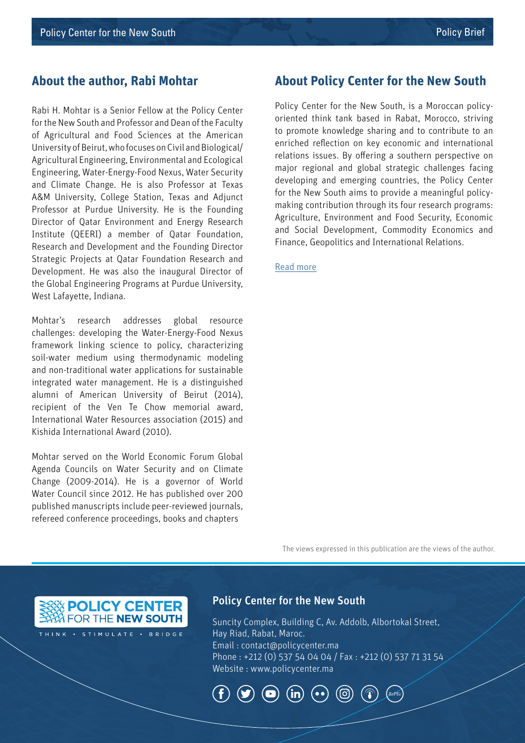## About the author, Rabi Mohtar

Rabi H. Mohtar is a Senior Fellow at the Policy Center for the New South and Professor and Dean of the Faculty of Agricultural and Food Sciences at the American University of Beirut, who focuses on Civil and Biological/Agricultural Engineering, Environmental and Ecological Engineering, Water-Energy-Food Nexus, Water Security and Climate Change. He is also Professor at Texas A&M University, College Station, Texas and Adjunct Professor at Purdue University. He is the Founding Director of Qatar Environment and Energy Research Institute (QEERI) a member of Qatar Foundation, Research and Development and the Founding Director Strategic Projects at Qatar Foundation Research and Development. He was also the inaugural Director of the Global Engineering Programs at Purdue University, West Lafayette, Indiana.

Mohtar's research addresses global resource challenges: developing the Water-Energy-Food Nexus framework linking science to policy, characterizing soil-water medium using thermodynamic modeling and non-traditional water applications for sustainable integrated water management. He is a distinguished alumni of American University of Beirut (2014), recipient of the Ven Te Chow memorial award, International Water Resources association (2015) and Kishida International Award (2010).

Mohtar served on the World Economic Forum Global Agenda Councils on Water Security and on Climate Change (2009-2014). He is a governor of World Water Council since 2012. He has published over 200 published manuscripts include peer-reviewed journals, refereed conference proceedings, books and chapters

## About Policy Center for the New South

Policy Center for the New South, is a Moroccan policy-oriented think tank based in Rabat, Morocco, striving to promote knowledge sharing and to contribute to an enriched reflection on key economic and international relations issues. By offering a southern perspective on major regional and global strategic challenges facing developing and emerging countries, the Policy Center for the New South aims to provide a meaningful policy-making contribution through its four research programs: Agriculture, Environment and Food Security, Economic and Social Development, Commodity Economics and Finance, Geopolitics and International Relations.

Read more

The views expressed in this publication are the views of the author.

POLICY CENTER FOR THE NEW SOUTH

THINK • STIMULATE • BRIDGE

### Policy Center for the New South

Suncity Complex, Building C, Av. Addolb, Albortokal Street,
Hay Riad, Rabat, Maroc.
Email : contact@policycenter.ma
Phone : +212 (0) 537 54 04 04 / Fax : +212 (0) 537 71 31 54
Website : www.policycenter.ma